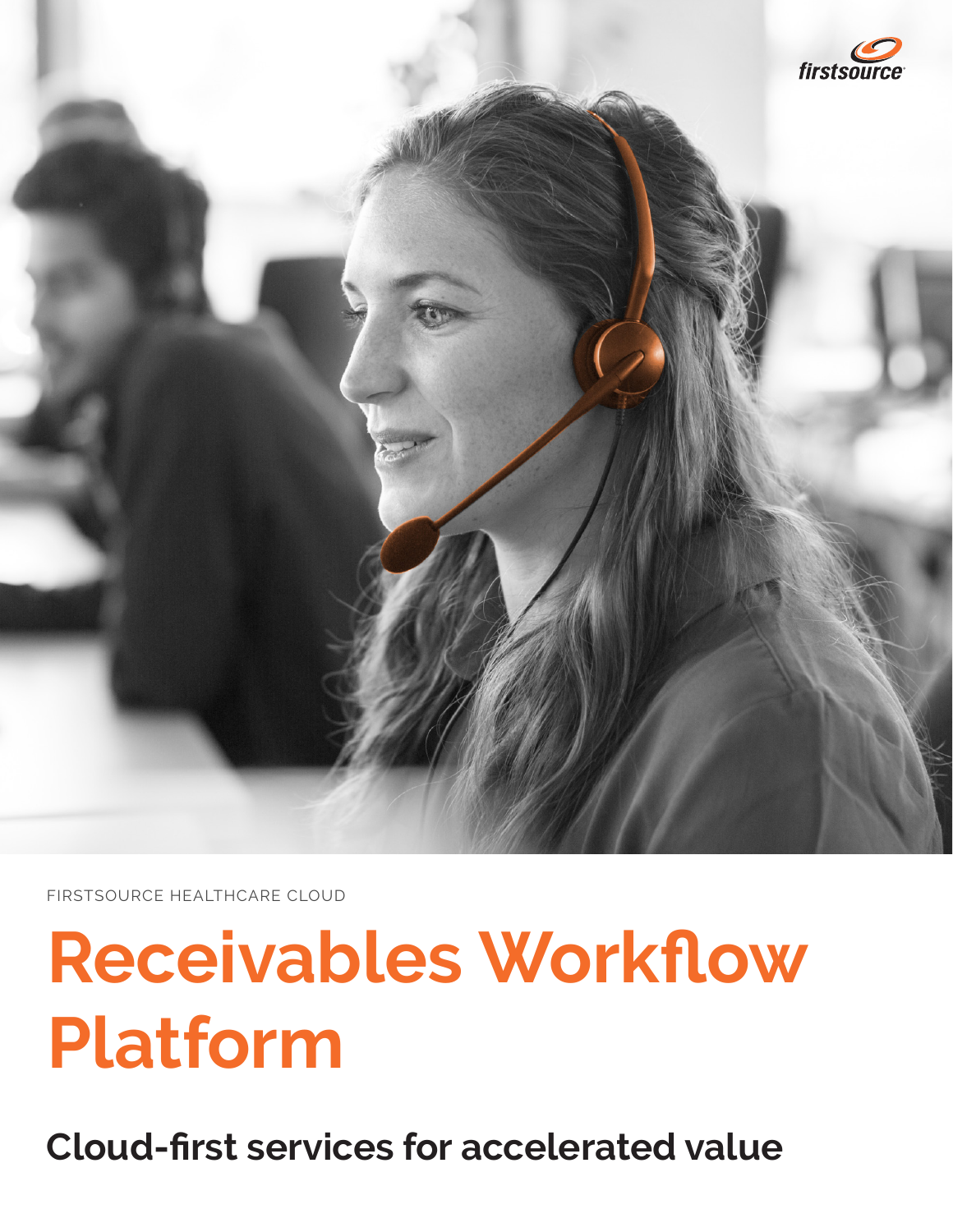FIRSTSOURCE HEALTHCARE CLOUD

# Receivables Workflow Platform

## Cloud-first services for accelerated value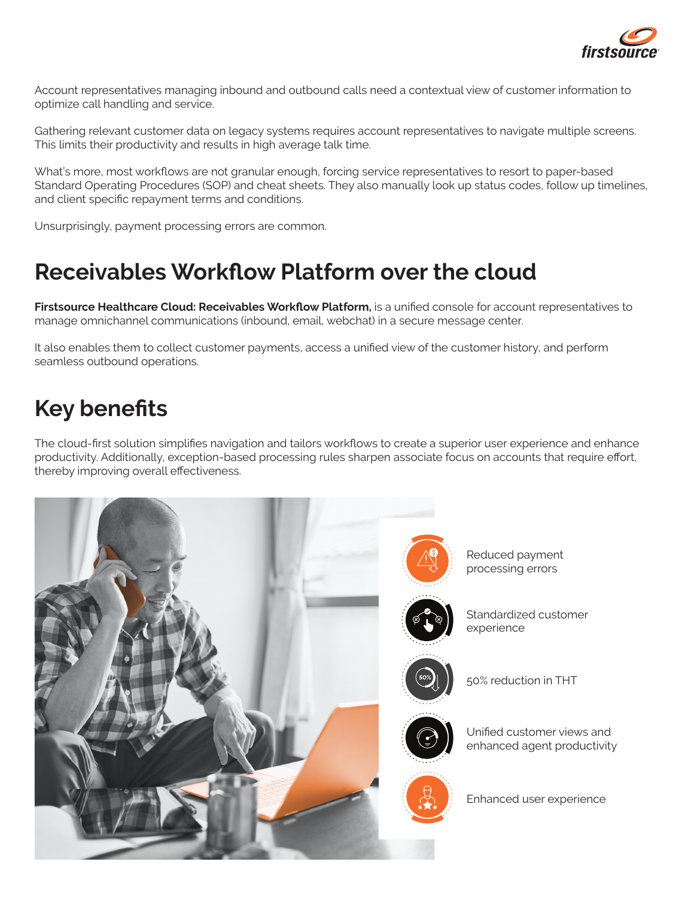Account representatives managing inbound and outbound calls need a contextual view of customer information to optimize call handling and service.

Gathering relevant customer data on legacy systems requires account representatives to navigate multiple screens. This limits their productivity and results in high average talk time.

What's more, most workflows are not granular enough, forcing service representatives to resort to paper-based Standard Operating Procedures (SOP) and cheat sheets. They also manually look up status codes, follow up timelines, and client specific repayment terms and conditions.

Unsurprisingly, payment processing errors are common.

## Receivables Workflow Platform over the cloud

**Firstsource Healthcare Cloud: Receivables Workflow Platform,** is a unified console for account representatives to manage omnichannel communications (inbound, email, webchat) in a secure message center.

It also enables them to collect customer payments, access a unified view of the customer history, and perform seamless outbound operations.

## Key benefits

The cloud-first solution simplifies navigation and tailors workflows to create a superior user experience and enhance productivity. Additionally, exception-based processing rules sharpen associate focus on accounts that require effort, thereby improving overall effectiveness.

- Reduced payment processing errors
- Standardized customer experience
- 50% reduction in THT
- Unified customer views and enhanced agent productivity
- Enhanced user experience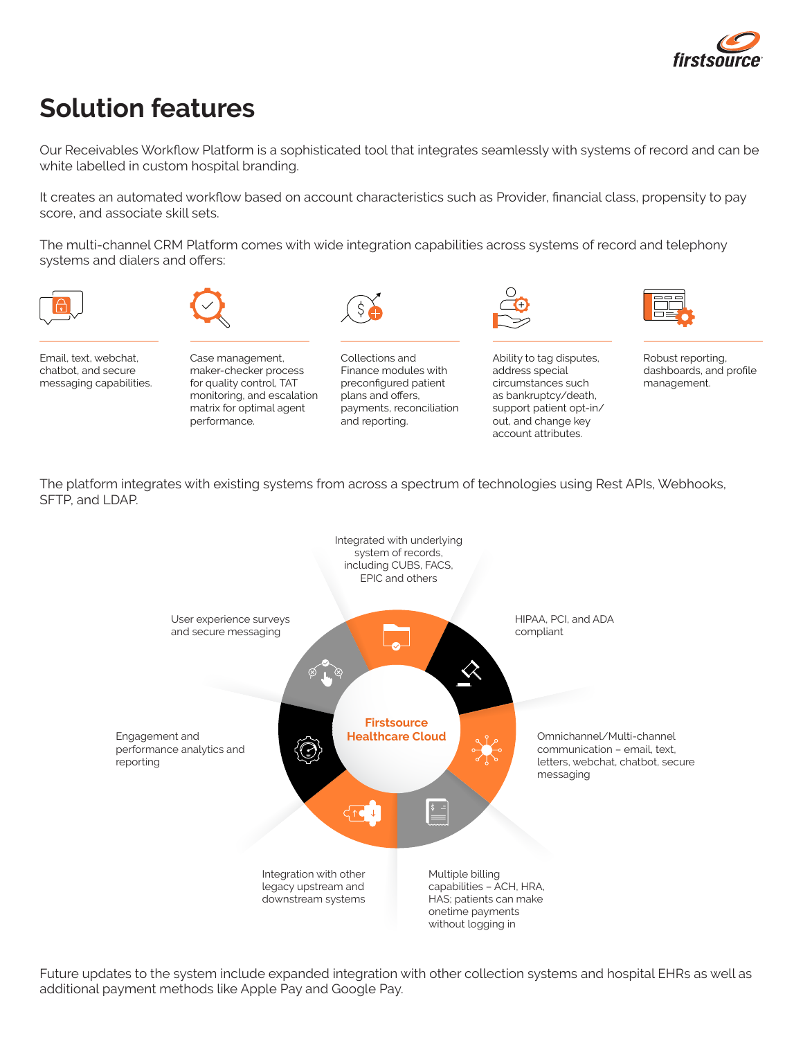# Solution features

Our Receivables Workflow Platform is a sophisticated tool that integrates seamlessly with systems of record and can be white labelled in custom hospital branding.

It creates an automated workflow based on account characteristics such as Provider, financial class, propensity to pay score, and associate skill sets.

The multi-channel CRM Platform comes with wide integration capabilities across systems of record and telephony systems and dialers and offers:

- Email, text, webchat, chatbot, and secure messaging capabilities.
- Case management, maker-checker process for quality control, TAT monitoring, and escalation matrix for optimal agent performance.
- Collections and Finance modules with preconfigured patient plans and offers, payments, reconciliation and reporting.
- Ability to tag disputes, address special circumstances such as bankruptcy/death, support patient opt-in/out, and change key account attributes.
- Robust reporting, dashboards, and profile management.

The platform integrates with existing systems from across a spectrum of technologies using Rest APIs, Webhooks, SFTP, and LDAP.

Firstsource Healthcare Cloud

Integrated with underlying system of records, including CUBS, FACS, EPIC and others

HIPAA, PCI, and ADA compliant

Omnichannel/Multi-channel communication – email, text, letters, webchat, chatbot, secure messaging

Multiple billing capabilities – ACH, HRA, HAS; patients can make onetime payments without logging in

Integration with other legacy upstream and downstream systems

Engagement and performance analytics and reporting

User experience surveys and secure messaging

Future updates to the system include expanded integration with other collection systems and hospital EHRs as well as additional payment methods like Apple Pay and Google Pay.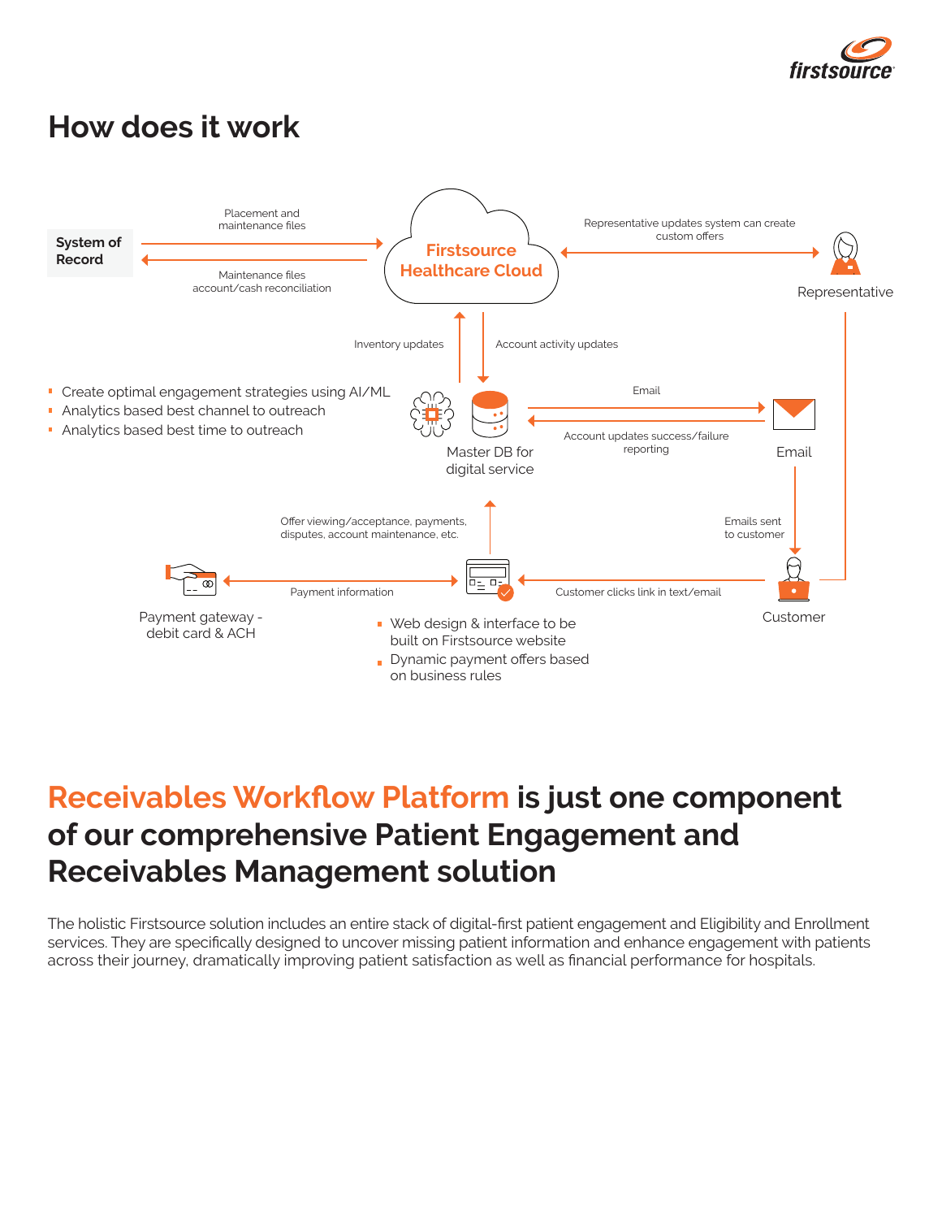# How does it work

System of Record

Placement and maintenance files

Maintenance files account/cash reconciliation

Firstsource Healthcare Cloud

Representative updates system can create custom offers

Representative

Inventory updates

Account activity updates

- Create optimal engagement strategies using AI/ML
- Analytics based best channel to outreach
- Analytics based best time to outreach

Master DB for digital service

Email

Account updates success/failure reporting

Email

Offer viewing/acceptance, payments, disputes, account maintenance, etc.

Emails sent to customer

Payment information

Customer clicks link in text/email

Payment gateway - debit card & ACH

- Web design & interface to be built on Firstsource website
- Dynamic payment offers based on business rules

Customer

# Receivables Workflow Platform is just one component of our comprehensive Patient Engagement and Receivables Management solution

The holistic Firstsource solution includes an entire stack of digital-first patient engagement and Eligibility and Enrollment services. They are specifically designed to uncover missing patient information and enhance engagement with patients across their journey, dramatically improving patient satisfaction as well as financial performance for hospitals.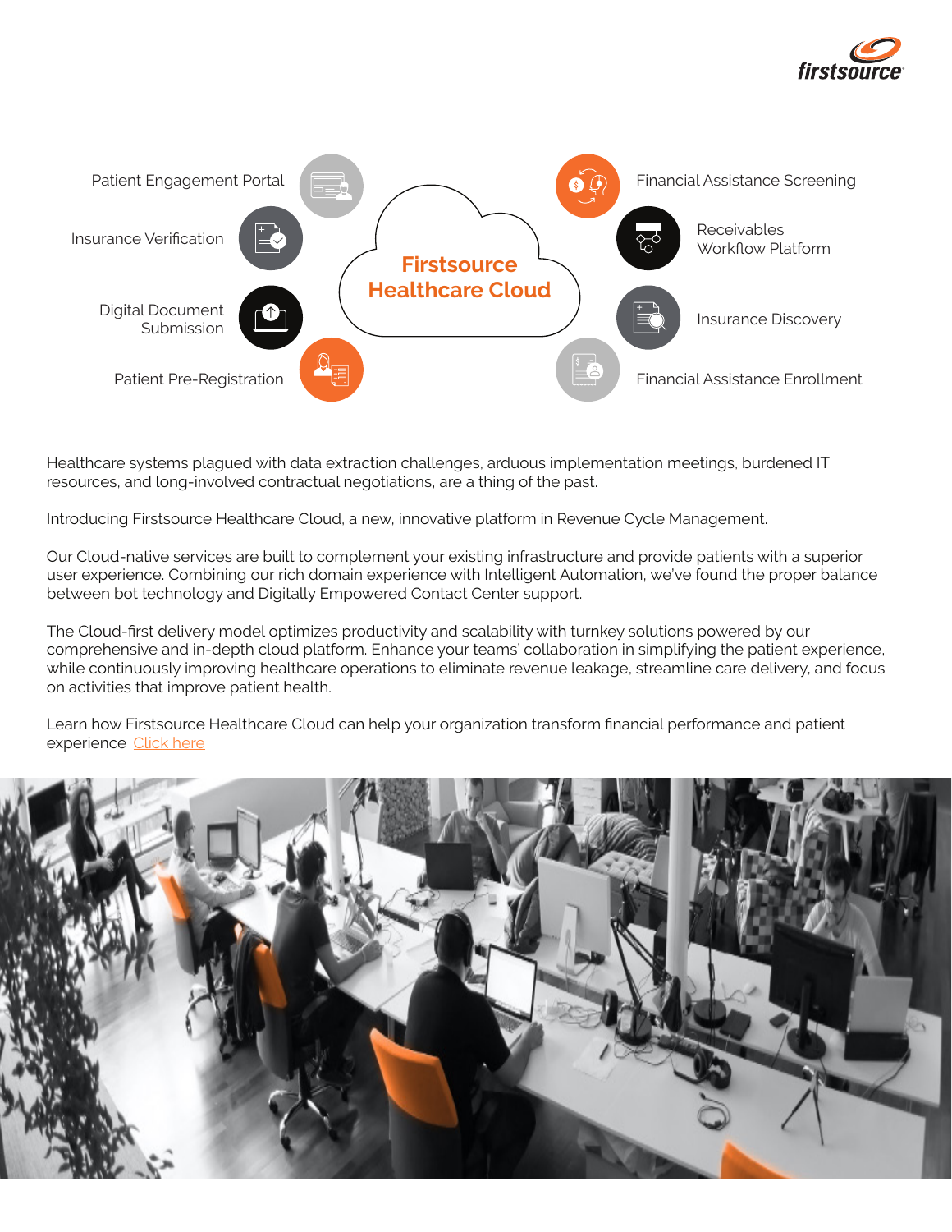Patient Engagement Portal

Insurance Verification

Digital Document Submission

Patient Pre-Registration

**Firstsource Healthcare Cloud**

Financial Assistance Screening

Receivables Workflow Platform

Insurance Discovery

Financial Assistance Enrollment

Healthcare systems plagued with data extraction challenges, arduous implementation meetings, burdened IT resources, and long-involved contractual negotiations, are a thing of the past.

Introducing Firstsource Healthcare Cloud, a new, innovative platform in Revenue Cycle Management.

Our Cloud-native services are built to complement your existing infrastructure and provide patients with a superior user experience. Combining our rich domain experience with Intelligent Automation, we've found the proper balance between bot technology and Digitally Empowered Contact Center support.

The Cloud-first delivery model optimizes productivity and scalability with turnkey solutions powered by our comprehensive and in-depth cloud platform. Enhance your teams' collaboration in simplifying the patient experience, while continuously improving healthcare operations to eliminate revenue leakage, streamline care delivery, and focus on activities that improve patient health.

Learn how Firstsource Healthcare Cloud can help your organization transform financial performance and patient experience Click here